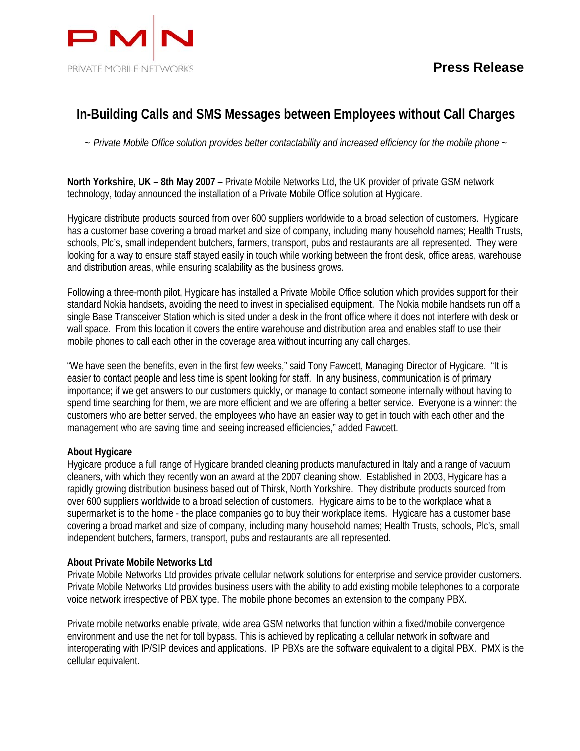PMN

PRIVATE MOBILE NETWORKS

**Press Release**

# In-Building Calls and SMS Messages between Employees without Call Charges

*~ Private Mobile Office solution provides better contactability and increased efficiency for the mobile phone ~*

**North Yorkshire, UK – 8th May 2007** – Private Mobile Networks Ltd, the UK provider of private GSM network technology, today announced the installation of a Private Mobile Office solution at Hygicare.

Hygicare distribute products sourced from over 600 suppliers worldwide to a broad selection of customers. Hygicare has a customer base covering a broad market and size of company, including many household names; Health Trusts, schools, Plc's, small independent butchers, farmers, transport, pubs and restaurants are all represented. They were looking for a way to ensure staff stayed easily in touch while working between the front desk, office areas, warehouse and distribution areas, while ensuring scalability as the business grows.

Following a three-month pilot, Hygicare has installed a Private Mobile Office solution which provides support for their standard Nokia handsets, avoiding the need to invest in specialised equipment. The Nokia mobile handsets run off a single Base Transceiver Station which is sited under a desk in the front office where it does not interfere with desk or wall space. From this location it covers the entire warehouse and distribution area and enables staff to use their mobile phones to call each other in the coverage area without incurring any call charges.

"We have seen the benefits, even in the first few weeks," said Tony Fawcett, Managing Director of Hygicare. "It is easier to contact people and less time is spent looking for staff. In any business, communication is of primary importance; if we get answers to our customers quickly, or manage to contact someone internally without having to spend time searching for them, we are more efficient and we are offering a better service. Everyone is a winner: the customers who are better served, the employees who have an easier way to get in touch with each other and the management who are saving time and seeing increased efficiencies," added Fawcett.

**About Hygicare**

Hygicare produce a full range of Hygicare branded cleaning products manufactured in Italy and a range of vacuum cleaners, with which they recently won an award at the 2007 cleaning show. Established in 2003, Hygicare has a rapidly growing distribution business based out of Thirsk, North Yorkshire. They distribute products sourced from over 600 suppliers worldwide to a broad selection of customers. Hygicare aims to be to the workplace what a supermarket is to the home - the place companies go to buy their workplace items. Hygicare has a customer base covering a broad market and size of company, including many household names; Health Trusts, schools, Plc's, small independent butchers, farmers, transport, pubs and restaurants are all represented.

**About Private Mobile Networks Ltd**

Private Mobile Networks Ltd provides private cellular network solutions for enterprise and service provider customers. Private Mobile Networks Ltd provides business users with the ability to add existing mobile telephones to a corporate voice network irrespective of PBX type. The mobile phone becomes an extension to the company PBX.

Private mobile networks enable private, wide area GSM networks that function within a fixed/mobile convergence environment and use the net for toll bypass. This is achieved by replicating a cellular network in software and interoperating with IP/SIP devices and applications. IP PBXs are the software equivalent to a digital PBX. PMX is the cellular equivalent.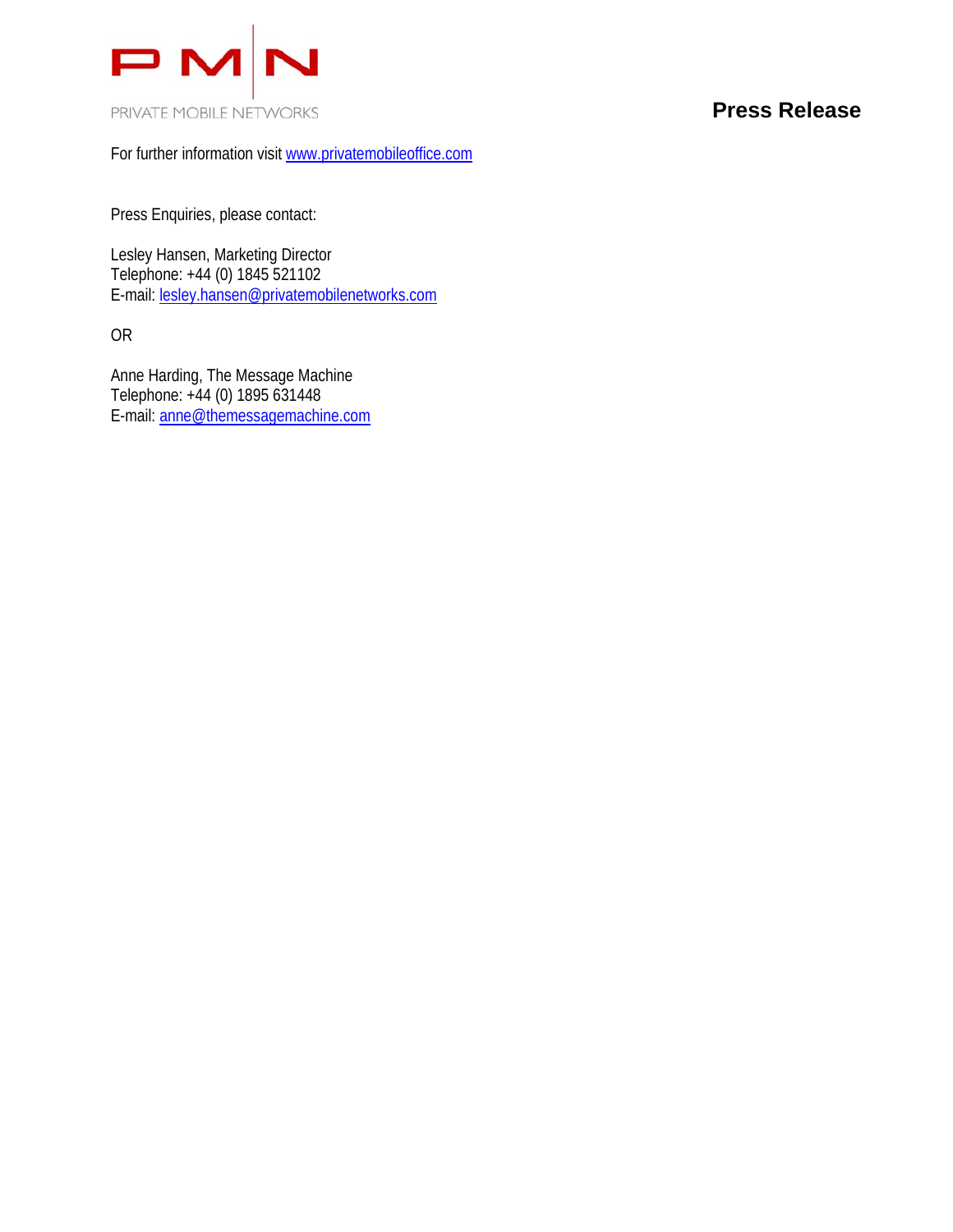PMN

PRIVATE MOBILE NETWORKS

**Press Release**

For further information visit www.privatemobileoffice.com

Press Enquiries, please contact:

Lesley Hansen, Marketing Director
Telephone: +44 (0) 1845 521102
E-mail: lesley.hansen@privatemobilenetworks.com

OR

Anne Harding, The Message Machine
Telephone: +44 (0) 1895 631448
E-mail: anne@themessagemachine.com